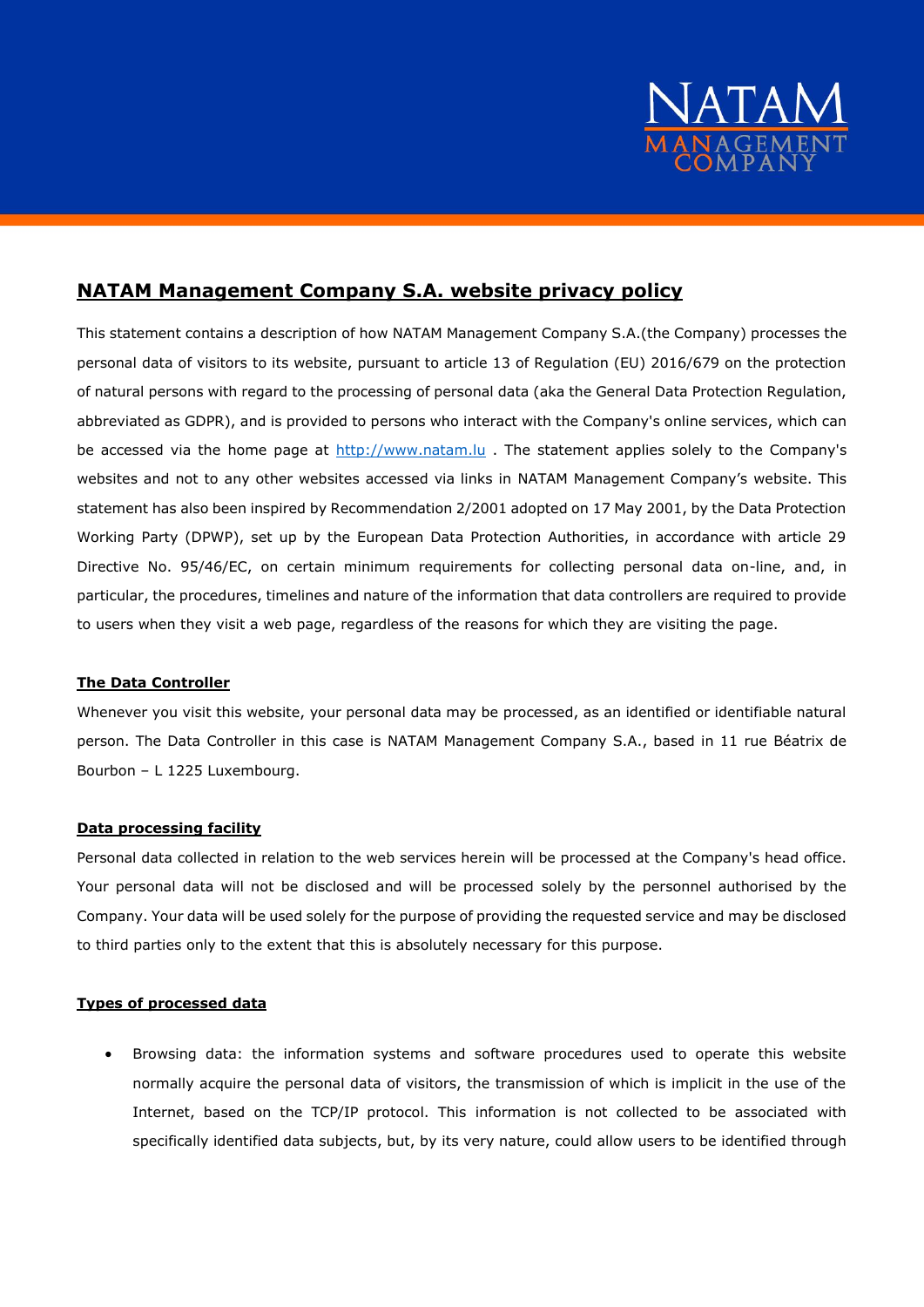# NATAM Management Company S.A. website privacy policy

This statement contains a description of how NATAM Management Company S.A.(the Company) processes the personal data of visitors to its website, pursuant to article 13 of Regulation (EU) 2016/679 on the protection of natural persons with regard to the processing of personal data (aka the General Data Protection Regulation, abbreviated as GDPR), and is provided to persons who interact with the Company's online services, which can be accessed via the home page at http://www.natam.lu . The statement applies solely to the Company's websites and not to any other websites accessed via links in NATAM Management Company's website. This statement has also been inspired by Recommendation 2/2001 adopted on 17 May 2001, by the Data Protection Working Party (DPWP), set up by the European Data Protection Authorities, in accordance with article 29 Directive No. 95/46/EC, on certain minimum requirements for collecting personal data on-line, and, in particular, the procedures, timelines and nature of the information that data controllers are required to provide to users when they visit a web page, regardless of the reasons for which they are visiting the page.

## The Data Controller

Whenever you visit this website, your personal data may be processed, as an identified or identifiable natural person. The Data Controller in this case is NATAM Management Company S.A., based in 11 rue Béatrix de Bourbon – L 1225 Luxembourg.

## Data processing facility

Personal data collected in relation to the web services herein will be processed at the Company's head office. Your personal data will not be disclosed and will be processed solely by the personnel authorised by the Company. Your data will be used solely for the purpose of providing the requested service and may be disclosed to third parties only to the extent that this is absolutely necessary for this purpose.

## Types of processed data

- Browsing data: the information systems and software procedures used to operate this website normally acquire the personal data of visitors, the transmission of which is implicit in the use of the Internet, based on the TCP/IP protocol. This information is not collected to be associated with specifically identified data subjects, but, by its very nature, could allow users to be identified through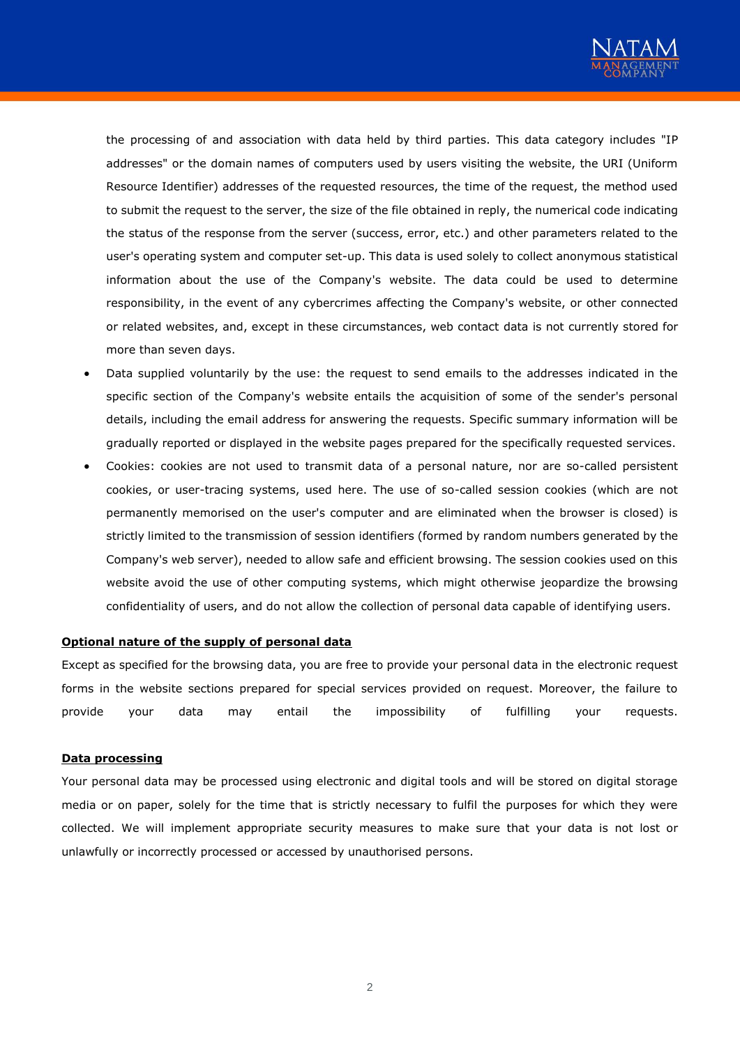the processing of and association with data held by third parties. This data category includes "IP addresses" or the domain names of computers used by users visiting the website, the URI (Uniform Resource Identifier) addresses of the requested resources, the time of the request, the method used to submit the request to the server, the size of the file obtained in reply, the numerical code indicating the status of the response from the server (success, error, etc.) and other parameters related to the user's operating system and computer set-up. This data is used solely to collect anonymous statistical information about the use of the Company's website. The data could be used to determine responsibility, in the event of any cybercrimes affecting the Company's website, or other connected or related websites, and, except in these circumstances, web contact data is not currently stored for more than seven days.

- Data supplied voluntarily by the use: the request to send emails to the addresses indicated in the specific section of the Company's website entails the acquisition of some of the sender's personal details, including the email address for answering the requests. Specific summary information will be gradually reported or displayed in the website pages prepared for the specifically requested services.
- Cookies: cookies are not used to transmit data of a personal nature, nor are so-called persistent cookies, or user-tracing systems, used here. The use of so-called session cookies (which are not permanently memorised on the user's computer and are eliminated when the browser is closed) is strictly limited to the transmission of session identifiers (formed by random numbers generated by the Company's web server), needed to allow safe and efficient browsing. The session cookies used on this website avoid the use of other computing systems, which might otherwise jeopardize the browsing confidentiality of users, and do not allow the collection of personal data capable of identifying users.

**Optional nature of the supply of personal data**

Except as specified for the browsing data, you are free to provide your personal data in the electronic request forms in the website sections prepared for special services provided on request. Moreover, the failure to provide your data may entail the impossibility of fulfilling your requests.

**Data processing**

Your personal data may be processed using electronic and digital tools and will be stored on digital storage media or on paper, solely for the time that is strictly necessary to fulfil the purposes for which they were collected. We will implement appropriate security measures to make sure that your data is not lost or unlawfully or incorrectly processed or accessed by unauthorised persons.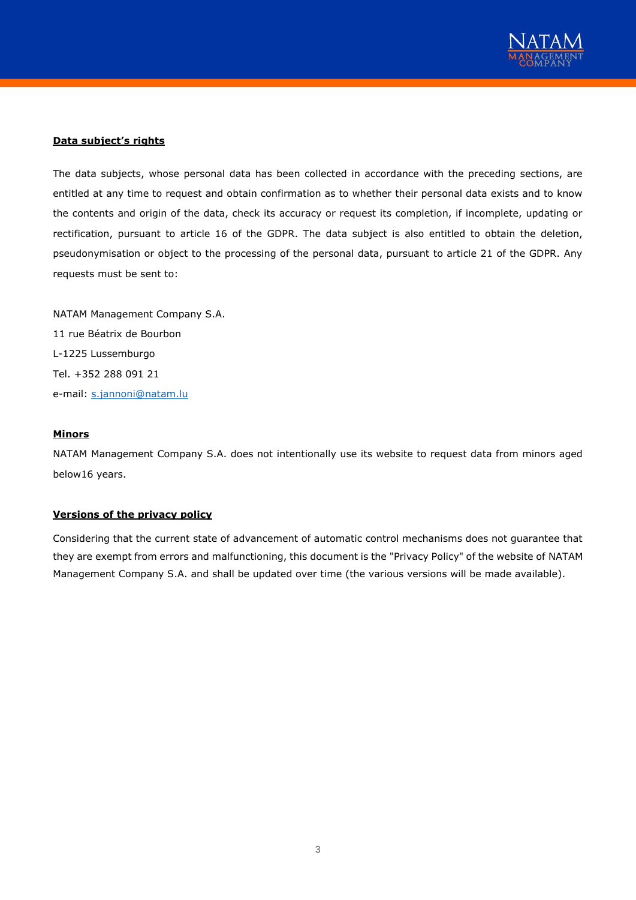**Data subject's rights**

The data subjects, whose personal data has been collected in accordance with the preceding sections, are entitled at any time to request and obtain confirmation as to whether their personal data exists and to know the contents and origin of the data, check its accuracy or request its completion, if incomplete, updating or rectification, pursuant to article 16 of the GDPR. The data subject is also entitled to obtain the deletion, pseudonymisation or object to the processing of the personal data, pursuant to article 21 of the GDPR. Any requests must be sent to:

NATAM Management Company S.A.
11 rue Béatrix de Bourbon
L-1225 Lussemburgo
Tel. +352 288 091 21
e-mail: s.jannoni@natam.lu

**Minors**

NATAM Management Company S.A. does not intentionally use its website to request data from minors aged below16 years.

**Versions of the privacy policy**

Considering that the current state of advancement of automatic control mechanisms does not guarantee that they are exempt from errors and malfunctioning, this document is the "Privacy Policy" of the website of NATAM Management Company S.A. and shall be updated over time (the various versions will be made available).